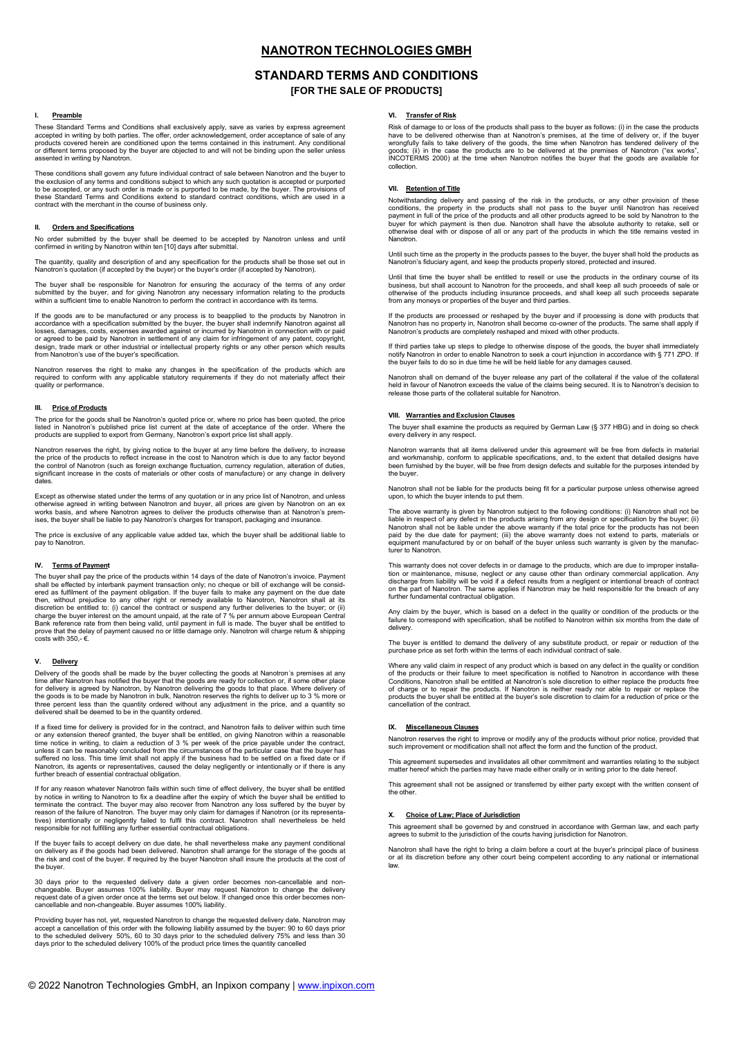# NANOTRON TECHNOLOGIES GMBH

## STANDARD TERMS AND CONDITIONS

### [FOR THE SALE OF PRODUCTS]

#### I. Preamble

These Standard Terms and Conditions shall exclusively apply, save as varies by express agreement accepted in writing by both parties. The offer, order acknowledgement, order acceptance of sale of any products covered herein are conditioned upon the terms contained in this instrument. Any conditional or different terms proposed by the buyer are objected to and will not be binding upon the seller unless assented in writing by Nanotron.

These conditions shall govern any future individual contract of sale between Nanotron and the buyer to the exclusion of any terms and conditions subject to which any such quotation is accepted or purported to be accepted, or any such order is made or is purported to be made, by the buyer. The provisions of these Standard Terms and Conditions extend to standard contract conditions, which are used in a contract with the merchant in the course of business only.

#### II. Orders and Specifications

No order submitted by the buyer shall be deemed to be accepted by Nanotron unless and until confirmed in writing by Nanotron within ten [10] days after submittal.

The quantity, quality and description of and any specification for the products shall be those set out in Nanotron's quotation (if accepted by the buyer) or the buyer's order (if accepted by Nanotron).

The buyer shall be responsible for Nanotron for ensuring the accuracy of the terms of any order submitted by the buyer, and for giving Nanotron any necessary information relating to the products within a sufficient time to enable Nanotron to perform the contract in accordance with its terms.

If the goods are to be manufactured or any process is to be applied to the products by Nanotron in accordance with a specification submitted by the buyer, the buyer shall indemnify Nanotron against all losses, damages, costs, expenses awarded against or incurred by Nanotron in connection with or paid or agreed to be paid by Nanotron in settlement of any claim for infringement of any patent, copyright, design, trade mark or other industrial or intellectual property rights or any other person which results from Nanotron's use of the buyer's specification.

Nanotron reserves the right to make any changes in the specification of the products which are required to conform with any applicable statutory requirements if they do not materially affect their quality or performance.

#### III. Price of Products

The price for the goods shall be Nanotron's quoted price or, where no price has been quoted, the price listed in Nanotron's published price list current at the date of acceptance of the order. Where the products are supplied to export from Germany, Nanotron's export price list shall apply.

Nanotron reserves the right, by giving notice to the buyer at any time before the delivery, to increase the price of the products to reflect increase in the cost to Nanotron which is due to any factor beyond the control of Nanotron (such as foreign exchange fluctuation, currency regulation, alteration of duties, significant increase in the costs of materials or other costs of manufacture) or any change in delivery dates.

Except as otherwise stated under the terms of any quotation or in any price list of Nanotron, and unless otherwise agreed in writing between Nanotron and buyer, all prices are given by Nanotron on an ex works basis, and where Nanotron agrees to deliver the products otherwise than at Nanotron's premises, the buyer shall be liable to pay Nanotron's charges for transport, packaging and insurance.

The price is exclusive of any applicable value added tax, which the buyer shall be additional liable to pay to Nanotron.

#### IV. Terms of Payment

The buyer shall pay the price of the products within 14 days of the date of Nanotron's invoice. Payment shall be effected by interbank payment transaction only; no cheque or bill of exchange will be considered as fulfilment of the payment obligation. If the buyer fails to make any payment on the due date then, without prejudice to any other right or remedy available to Nanotron, Nanotron shall at its discretion be entitled to: (i) cancel the contract or suspend any further deliveries to the buyer; or (ii) charge the buyer interest on the amount unpaid, at the rate of 7 % per annum above European Central Bank reference rate from then being valid, until payment in full is made. The buyer shall be entitled to prove that the delay of payment caused no or little damage only. Nanotron will charge return & shipping costs with 350,- €.

#### V. Delivery

Delivery of the goods shall be made by the buyer collecting the goods at Nanotron´s premises at any time after Nanotron has notified the buyer that the goods are ready for collection or, if some other place for delivery is agreed by Nanotron, by Nanotron delivering the goods to that place. Where delivery of the goods is to be made by Nanotron in bulk, Nanotron reserves the rights to deliver up to 3 % more or three percent less than the quantity ordered without any adjustment in the price, and a quantity so delivered shall be deemed to be in the quantity ordered.

If a fixed time for delivery is provided for in the contract, and Nanotron fails to deliver within such time or any extension thereof granted, the buyer shall be entitled, on giving Nanotron within a reasonable time notice in writing, to claim a reduction of 3 % per week of the price payable under the contract, unless it can be reasonably concluded from the circumstances of the particular case that the buyer has suffered no loss. This time limit shall not apply if the business had to be settled on a fixed date or if Nanotron, its agents or representatives, caused the delay negligently or intentionally or if there is any further breach of essential contractual obligation.

If for any reason whatever Nanotron fails within such time of effect delivery, the buyer shall be entitled by notice in writing to Nanotron to fix a deadline after the expiry of which the buyer shall be entitled to terminate the contract. The buyer may also recover from Nanotron any loss suffered by the buyer by reason of the failure of Nanotron. The buyer may only claim for damages if Nanotron (or its representatives) intentionally or negligently failed to fulfil this contract. Nanotron shall nevertheless be held responsible for not fulfilling any further essential contractual obligations.

If the buyer fails to accept delivery on due date, he shall nevertheless make any payment conditional on delivery as if the goods had been delivered. Nanotron shall arrange for the storage of the goods at the risk and cost of the buyer. If required by the buyer Nanotron shall insure the products at the cost of the buyer.

30 days prior to the requested delivery date a given order becomes non-cancellable and non-changeable. Buyer assumes 100% liability. Buyer may request Nanotron to change the delivery request date of a given order once at the terms set out below. If changed once this order becomes non-cancellable and non-changeable. Buyer assumes 100% liability.

Providing buyer has not, yet, requested Nanotron to change the requested delivery date, Nanotron may accept a cancellation of this order with the following liability assumed by the buyer: 90 to 60 days prior to the scheduled delivery 50%, 60 to 30 days prior to the scheduled delivery 75% and less than 30 days prior to the scheduled delivery 100% of the product price times the quantity cancelled

#### VI. Transfer of Risk

Risk of damage to or loss of the products shall pass to the buyer as follows: (i) in the case the products have to be delivered otherwise than at Nanotron's premises, at the time of delivery or, if the buyer wrongfully fails to take delivery of the goods, the time when Nanotron has tendered delivery of the goods; (ii) in the case the products are to be delivered at the premises of Nanotron ("ex works", INCOTERMS 2000) at the time when Nanotron notifies the buyer that the goods are available for collection.

#### VII. Retention of Title

Notwithstanding delivery and passing of the risk in the products, or any other provision of these conditions, the property in the products shall not pass to the buyer until Nanotron has received payment in full of the price of the products and all other products agreed to be sold by Nanotron to the buyer for which payment is then due. Nanotron shall have the absolute authority to retake, sell or otherwise deal with or dispose of all or any part of the products in which the title remains vested in Nanotron.

Until such time as the property in the products passes to the buyer, the buyer shall hold the products as Nanotron's fiduciary agent, and keep the products properly stored, protected and insured.

Until that time the buyer shall be entitled to resell or use the products in the ordinary course of its business, but shall account to Nanotron for the proceeds, and shall keep all such proceeds of sale or otherwise of the products including insurance proceeds, and shall keep all such proceeds separate from any moneys or properties of the buyer and third parties.

If the products are processed or reshaped by the buyer and if processing is done with products that Nanotron has no property in, Nanotron shall become co-owner of the products. The same shall apply if Nanotron's products are completely reshaped and mixed with other products.

If third parties take up steps to pledge to otherwise dispose of the goods, the buyer shall immediately notify Nanotron in order to enable Nanotron to seek a court injunction in accordance with § 771 ZPO. If the buyer fails to do so in due time he will be held liable for any damages caused.

Nanotron shall on demand of the buyer release any part of the collateral if the value of the collateral held in favour of Nanotron exceeds the value of the claims being secured. It is to Nanotron's decision to release those parts of the collateral suitable for Nanotron.

#### VIII. Warranties and Exclusion Clauses

The buyer shall examine the products as required by German Law (§ 377 HBG) and in doing so check every delivery in any respect.

Nanotron warrants that all items delivered under this agreement will be free from defects in material and workmanship, conform to applicable specifications, and, to the extent that detailed designs have been furnished by the buyer, will be free from design defects and suitable for the purposes intended by the buyer.

Nanotron shall not be liable for the products being fit for a particular purpose unless otherwise agreed upon, to which the buyer intends to put them.

The above warranty is given by Nanotron subject to the following conditions: (i) Nanotron shall not be liable in respect of any defect in the products arising from any design or specification by the buyer; (ii) Nanotron shall not be liable under the above warranty if the total price for the products has not been paid by the due date for payment; (iii) the above warranty does not extend to parts, materials or equipment manufactured by or on behalf of the buyer unless such warranty is given by the manufacturer to Nanotron.

This warranty does not cover defects in or damage to the products, which are due to improper installation or maintenance, misuse, neglect or any cause other than ordinary commercial application. Any discharge from liability will be void if a defect results from a negligent or intentional breach of contract on the part of Nanotron. The same applies if Nanotron may be held responsible for the breach of any further fundamental contractual obligation.

Any claim by the buyer, which is based on a defect in the quality or condition of the products or the failure to correspond with specification, shall be notified to Nanotron within six months from the date of delivery.

The buyer is entitled to demand the delivery of any substitute product, or repair or reduction of the purchase price as set forth within the terms of each individual contract of sale.

Where any valid claim in respect of any product which is based on any defect in the quality or condition of the products or their failure to meet specification is notified to Nanotron in accordance with these Conditions, Nanotron shall be entitled at Nanotron's sole discretion to either replace the products free of charge or to repair the products. If Nanotron is neither ready nor able to repair or replace the products the buyer shall be entitled at the buyer's sole discretion to claim for a reduction of price or the cancellation of the contract.

#### IX. Miscellaneous Clauses

Nanotron reserves the right to improve or modify any of the products without prior notice, provided that such improvement or modification shall not affect the form and the function of the product.

This agreement supersedes and invalidates all other commitment and warranties relating to the subject matter hereof which the parties may have made either orally or in writing prior to the date hereof.

This agreement shall not be assigned or transferred by either party except with the written consent of the other.

#### X. Choice of Law; Place of Jurisdiction

This agreement shall be governed by and construed in accordance with German law, and each party agrees to submit to the jurisdiction of the courts having jurisdiction for Nanotron.

Nanotron shall have the right to bring a claim before a court at the buyer's principal place of business or at its discretion before any other court being competent according to any national or international law.

© 2022 Nanotron Technologies GmbH, an Inpixon company | www.inpixon.com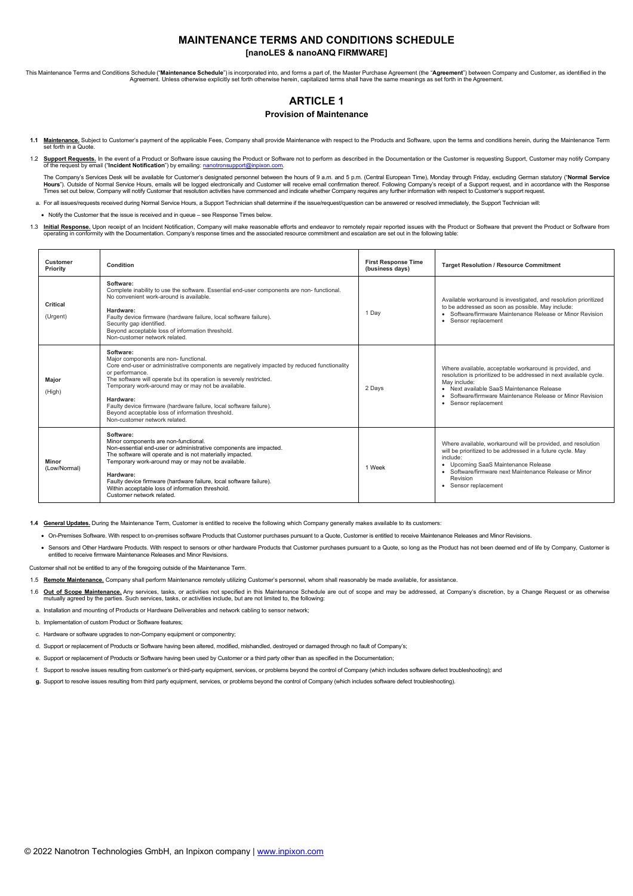# MAINTENANCE TERMS AND CONDITIONS SCHEDULE

## [nanoLES & nanoANQ FIRMWARE]

This Maintenance Terms and Conditions Schedule ("**Maintenance Schedule**") is incorporated into, and forms a part of, the Master Purchase Agreement (the "**Agreement**") between Company and Customer, as identified in the Agreement. Unless otherwise explicitly set forth otherwise herein, capitalized terms shall have the same meanings as set forth in the Agreement.

# ARTICLE 1

## Provision of Maintenance

**1.1** **Maintenance.** Subject to Customer's payment of the applicable Fees, Company shall provide Maintenance with respect to the Products and Software, upon the terms and conditions herein, during the Maintenance Term set forth in a Quote.

1.2 **Support Requests.** In the event of a Product or Software issue causing the Product or Software not to perform as described in the Documentation or the Customer is requesting Support, Customer may notify Company of the request by email ("**Incident Notification**") by emailing: nanotronsupport@inpixon.com.

The Company's Services Desk will be available for Customer's designated personnel between the hours of 9 a.m. and 5 p.m. (Central European Time), Monday through Friday, excluding German statutory ("**Normal Service Hours**"). Outside of Normal Service Hours, emails will be logged electronically and Customer will receive email confirmation thereof. Following Company's receipt of a Support request, and in accordance with the Response Times set out below, Company will notify Customer that resolution activities have commenced and indicate whether Company requires any further information with respect to Customer's support request.

a. For all issues/requests received during Normal Service Hours, a Support Technician shall determine if the issue/request/question can be answered or resolved immediately, the Support Technician will:

- Notify the Customer that the issue is received and in queue – see Response Times below.

1.3 **Initial Response.** Upon receipt of an Incident Notification, Company will make reasonable efforts and endeavor to remotely repair reported issues with the Product or Software that prevent the Product or Software from operating in conformity with the Documentation. Company's response times and the associated resource commitment and escalation are set out in the following table:

| Customer Priority | Condition | First Response Time (business days) | Target Resolution / Resource Commitment |
|---|---|---|---|
| **Critical** (Urgent) | **Software:** Complete inability to use the software. Essential end-user components are non- functional. No convenient work-around is available. **Hardware:** Faulty device firmware (hardware failure, local software failure). Security gap identified. Beyond acceptable loss of information threshold. Non-customer network related. | 1 Day | Available workaround is investigated, and resolution prioritized to be addressed as soon as possible. May include: • Software/firmware Maintenance Release or Minor Revision • Sensor replacement |
| **Major** (High) | **Software:** Major components are non- functional. Core end-user or administrative components are negatively impacted by reduced functionality or performance. The software will operate but its operation is severely restricted. Temporary work-around may or may not be available. **Hardware:** Faulty device firmware (hardware failure, local software failure). Beyond acceptable loss of information threshold. Non-customer network related. | 2 Days | Where available, acceptable workaround is provided, and resolution is prioritized to be addressed in next available cycle. May include: • Next available SaaS Maintenance Release • Software/firmware Maintenance Release or Minor Revision • Sensor replacement |
| **Minor** (Low/Normal) | **Software:** Minor components are non-functional. Non-essential end-user or administrative components are impacted. The software will operate and is not materially impacted. Temporary work-around may or may not be available. **Hardware:** Faulty device firmware (hardware failure, local software failure). Within acceptable loss of information threshold. Customer network related. | 1 Week | Where available, workaround will be provided, and resolution will be prioritized to be addressed in a future cycle. May include: • Upcoming SaaS Maintenance Release • Software/firmware next Maintenance Release or Minor Revision • Sensor replacement |

**1.4** **General Updates.** During the Maintenance Term, Customer is entitled to receive the following which Company generally makes available to its customers:

- On-Premises Software. With respect to on-premises software Products that Customer purchases pursuant to a Quote, Customer is entitled to receive Maintenance Releases and Minor Revisions.
- Sensors and Other Hardware Products. With respect to sensors or other hardware Products that Customer purchases pursuant to a Quote, so long as the Product has not been deemed end of life by Company, Customer is entitled to receive firmware Maintenance Releases and Minor Revisions.

Customer shall not be entitled to any of the foregoing outside of the Maintenance Term.

1.5 **Remote Maintenance.** Company shall perform Maintenance remotely utilizing Customer's personnel, whom shall reasonably be made available, for assistance.

1.6 **Out of Scope Maintenance.** Any services, tasks, or activities not specified in this Maintenance Schedule are out of scope and may be addressed, at Company's discretion, by a Change Request or as otherwise mutually agreed by the parties. Such services, tasks, or activities include, but are not limited to, the following:

a. Installation and mounting of Products or Hardware Deliverables and network cabling to sensor network;

b. Implementation of custom Product or Software features;

c. Hardware or software upgrades to non-Company equipment or componentry;

d. Support or replacement of Products or Software having been altered, modified, mishandled, destroyed or damaged through no fault of Company's;

e. Support or replacement of Products or Software having been used by Customer or a third party other than as specified in the Documentation;

f. Support to resolve issues resulting from customer's or third-party equipment, services, or problems beyond the control of Company (which includes software defect troubleshooting); and

**g.** Support to resolve issues resulting from third party equipment, services, or problems beyond the control of Company (which includes software defect troubleshooting).

© 2022 Nanotron Technologies GmbH, an Inpixon company | www.inpixon.com